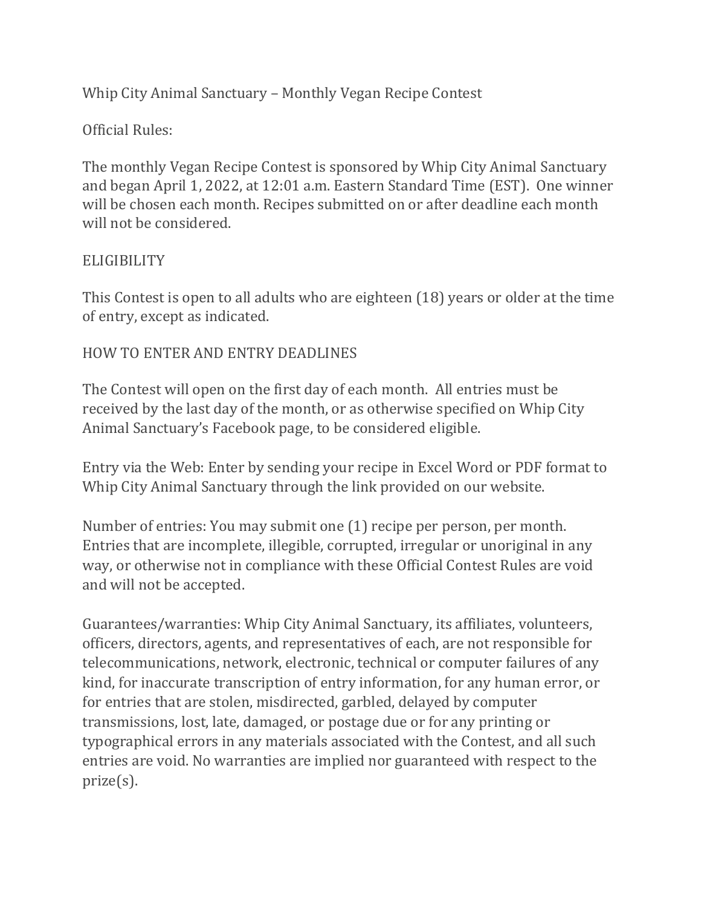# Whip City Animal Sanctuary – Monthly Vegan Recipe Contest

## Official Rules:

The monthly Vegan Recipe Contest is sponsored by Whip City Animal Sanctuary and began April 1, 2022, at 12:01 a.m. Eastern Standard Time (EST). One winner will be chosen each month. Recipes submitted on or after deadline each month will not be considered.

## ELIGIBILITY

This Contest is open to all adults who are eighteen (18) years or older at the time of entry, except as indicated.

## HOW TO ENTER AND ENTRY DEADLINES

The Contest will open on the first day of each month. All entries must be received by the last day of the month, or as otherwise specified on Whip City Animal Sanctuary's Facebook page, to be considered eligible.

Entry via the Web: Enter by sending your recipe in Excel Word or PDF format to Whip City Animal Sanctuary through the link provided on our website.

Number of entries: You may submit one (1) recipe per person, per month. Entries that are incomplete, illegible, corrupted, irregular or unoriginal in any way, or otherwise not in compliance with these Official Contest Rules are void and will not be accepted.

Guarantees/warranties: Whip City Animal Sanctuary, its affiliates, volunteers, officers, directors, agents, and representatives of each, are not responsible for telecommunications, network, electronic, technical or computer failures of any kind, for inaccurate transcription of entry information, for any human error, or for entries that are stolen, misdirected, garbled, delayed by computer transmissions, lost, late, damaged, or postage due or for any printing or typographical errors in any materials associated with the Contest, and all such entries are void. No warranties are implied nor guaranteed with respect to the prize(s).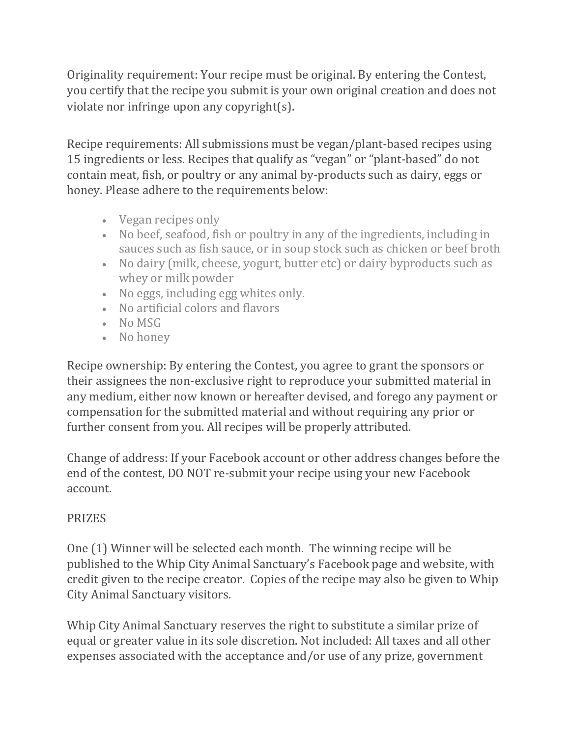Originality requirement: Your recipe must be original. By entering the Contest, you certify that the recipe you submit is your own original creation and does not violate nor infringe upon any copyright(s).

Recipe requirements: All submissions must be vegan/plant-based recipes using 15 ingredients or less. Recipes that qualify as "vegan" or "plant-based" do not contain meat, fish, or poultry or any animal by-products such as dairy, eggs or honey. Please adhere to the requirements below:

- Vegan recipes only
- No beef, seafood, fish or poultry in any of the ingredients, including in sauces such as fish sauce, or in soup stock such as chicken or beef broth
- No dairy (milk, cheese, yogurt, butter etc) or dairy byproducts such as whey or milk powder
- No eggs, including egg whites only.
- No artificial colors and flavors
- No MSG
- No honey

Recipe ownership: By entering the Contest, you agree to grant the sponsors or their assignees the non-exclusive right to reproduce your submitted material in any medium, either now known or hereafter devised, and forego any payment or compensation for the submitted material and without requiring any prior or further consent from you. All recipes will be properly attributed.

Change of address: If your Facebook account or other address changes before the end of the contest, DO NOT re-submit your recipe using your new Facebook account.

PRIZES

One (1) Winner will be selected each month. The winning recipe will be published to the Whip City Animal Sanctuary's Facebook page and website, with credit given to the recipe creator. Copies of the recipe may also be given to Whip City Animal Sanctuary visitors.

Whip City Animal Sanctuary reserves the right to substitute a similar prize of equal or greater value in its sole discretion. Not included: All taxes and all other expenses associated with the acceptance and/or use of any prize, government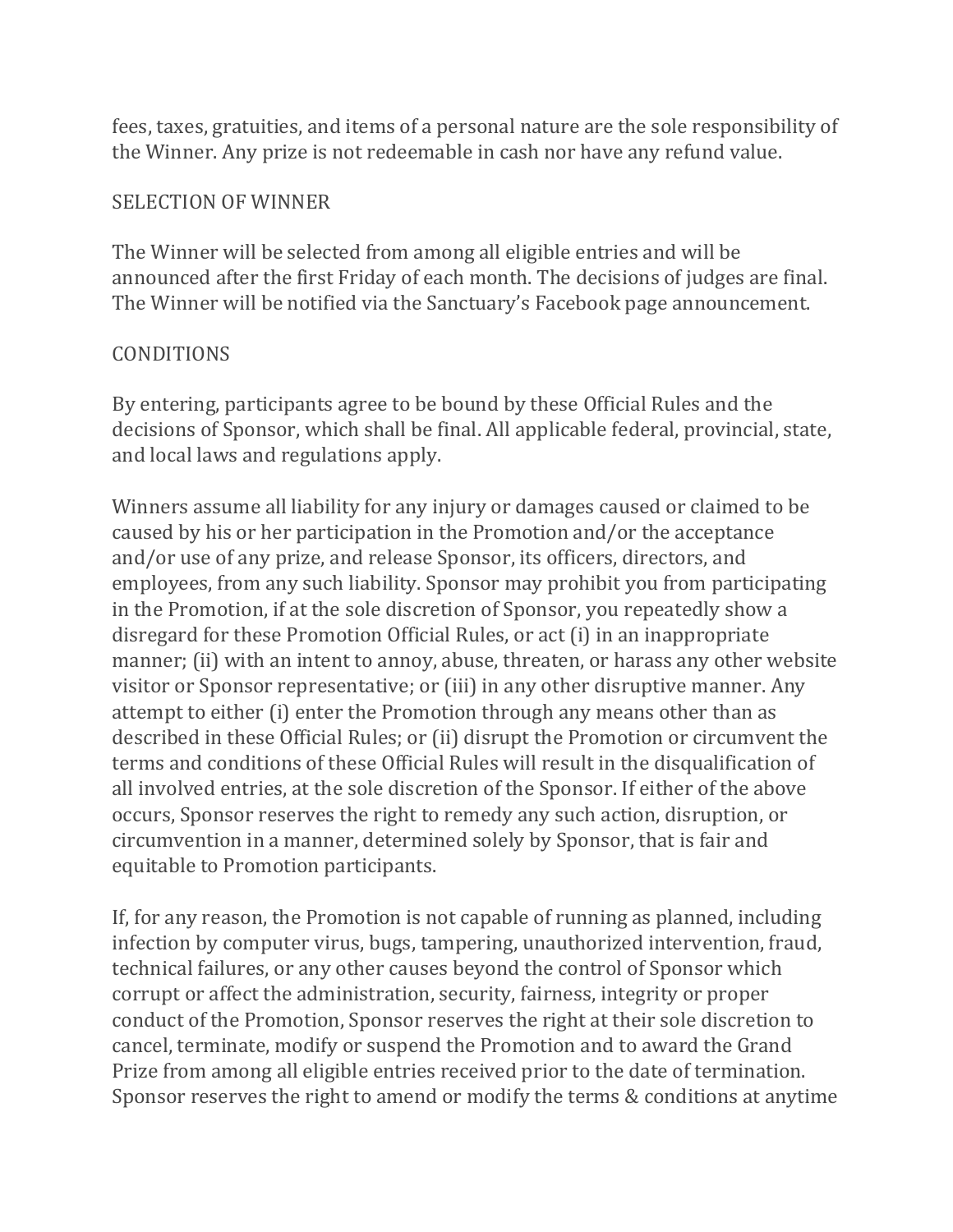fees, taxes, gratuities, and items of a personal nature are the sole responsibility of the Winner. Any prize is not redeemable in cash nor have any refund value.

## SELECTION OF WINNER

The Winner will be selected from among all eligible entries and will be announced after the first Friday of each month. The decisions of judges are final. The Winner will be notified via the Sanctuary's Facebook page announcement.

## CONDITIONS

By entering, participants agree to be bound by these Official Rules and the decisions of Sponsor, which shall be final. All applicable federal, provincial, state, and local laws and regulations apply.

Winners assume all liability for any injury or damages caused or claimed to be caused by his or her participation in the Promotion and/or the acceptance and/or use of any prize, and release Sponsor, its officers, directors, and employees, from any such liability. Sponsor may prohibit you from participating in the Promotion, if at the sole discretion of Sponsor, you repeatedly show a disregard for these Promotion Official Rules, or act (i) in an inappropriate manner; (ii) with an intent to annoy, abuse, threaten, or harass any other website visitor or Sponsor representative; or (iii) in any other disruptive manner. Any attempt to either (i) enter the Promotion through any means other than as described in these Official Rules; or (ii) disrupt the Promotion or circumvent the terms and conditions of these Official Rules will result in the disqualification of all involved entries, at the sole discretion of the Sponsor. If either of the above occurs, Sponsor reserves the right to remedy any such action, disruption, or circumvention in a manner, determined solely by Sponsor, that is fair and equitable to Promotion participants.

If, for any reason, the Promotion is not capable of running as planned, including infection by computer virus, bugs, tampering, unauthorized intervention, fraud, technical failures, or any other causes beyond the control of Sponsor which corrupt or affect the administration, security, fairness, integrity or proper conduct of the Promotion, Sponsor reserves the right at their sole discretion to cancel, terminate, modify or suspend the Promotion and to award the Grand Prize from among all eligible entries received prior to the date of termination. Sponsor reserves the right to amend or modify the terms & conditions at anytime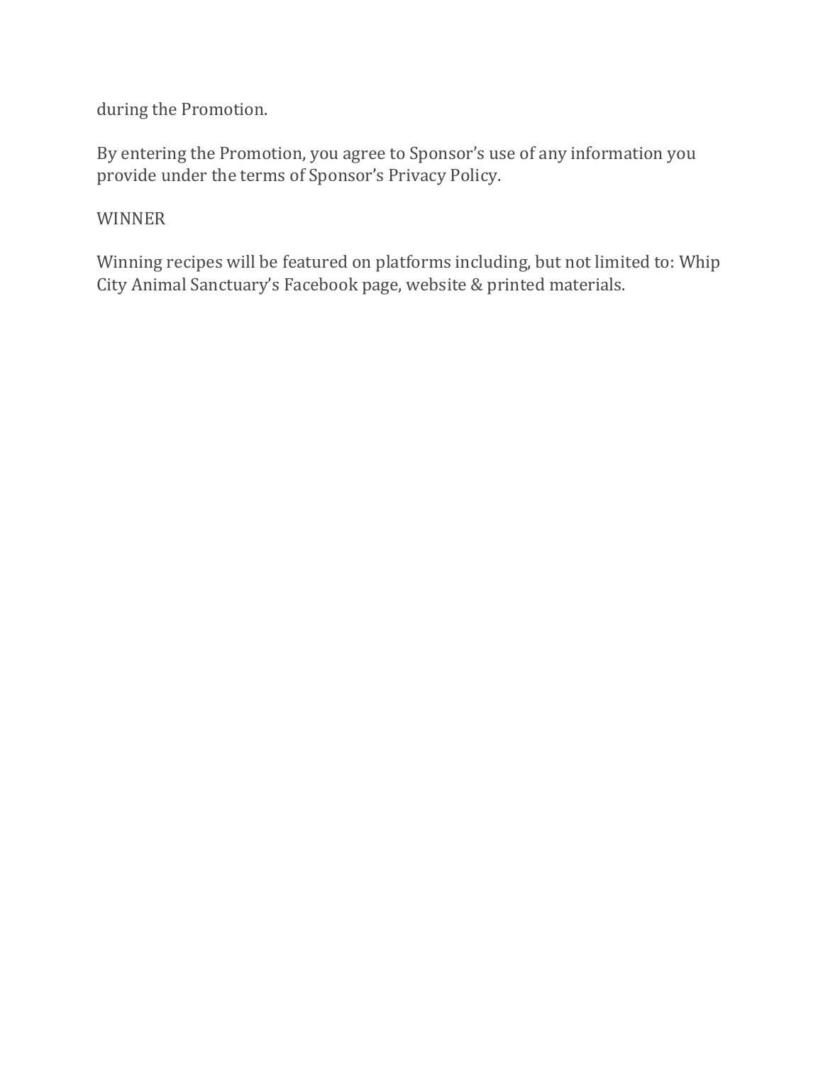during the Promotion.

By entering the Promotion, you agree to Sponsor's use of any information you provide under the terms of Sponsor's Privacy Policy.

## WINNER

Winning recipes will be featured on platforms including, but not limited to: Whip City Animal Sanctuary's Facebook page, website & printed materials.